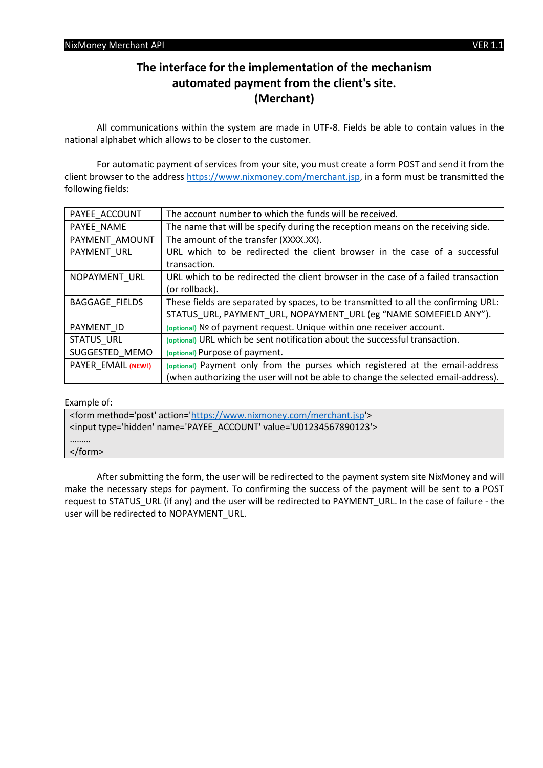# The interface for the implementation of the mechanism automated payment from the client's site. (Merchant)

All communications within the system are made in UTF-8. Fields be able to contain values in the national alphabet which allows to be closer to the customer.

For automatic payment of services from your site, you must create a form POST and send it from the client browser to the address https://www.nixmoney.com/merchant.jsp, in a form must be transmitted the following fields:

| | |
|---|---|
| PAYEE_ACCOUNT | The account number to which the funds will be received. |
| PAYEE_NAME | The name that will be specify during the reception means on the receiving side. |
| PAYMENT_AMOUNT | The amount of the transfer (XXXX.XX). |
| PAYMENT_URL | URL which to be redirected the client browser in the case of a successful transaction. |
| NOPAYMENT_URL | URL which to be redirected the client browser in the case of a failed transaction (or rollback). |
| BAGGAGE_FIELDS | These fields are separated by spaces, to be transmitted to all the confirming URL: STATUS_URL, PAYMENT_URL, NOPAYMENT_URL (eg “NAME SOMEFIELD ANY”). |
| PAYMENT_ID | (optional) № of payment request. Unique within one receiver account. |
| STATUS_URL | (optional) URL which be sent notification about the successful transaction. |
| SUGGESTED_MEMO | (optional) Purpose of payment. |
| PAYER_EMAIL **(NEW!)** | (optional) Payment only from the purses which registered at the email-address (when authorizing the user will not be able to change the selected email-address). |

Example of:

```
<form method='post' action='https://www.nixmoney.com/merchant.jsp'>
<input type='hidden' name='PAYEE_ACCOUNT' value='U01234567890123'>
………
</form>
```

After submitting the form, the user will be redirected to the payment system site NixMoney and will make the necessary steps for payment. To confirming the success of the payment will be sent to a POST request to STATUS_URL (if any) and the user will be redirected to PAYMENT_URL. In the case of failure - the user will be redirected to NOPAYMENT_URL.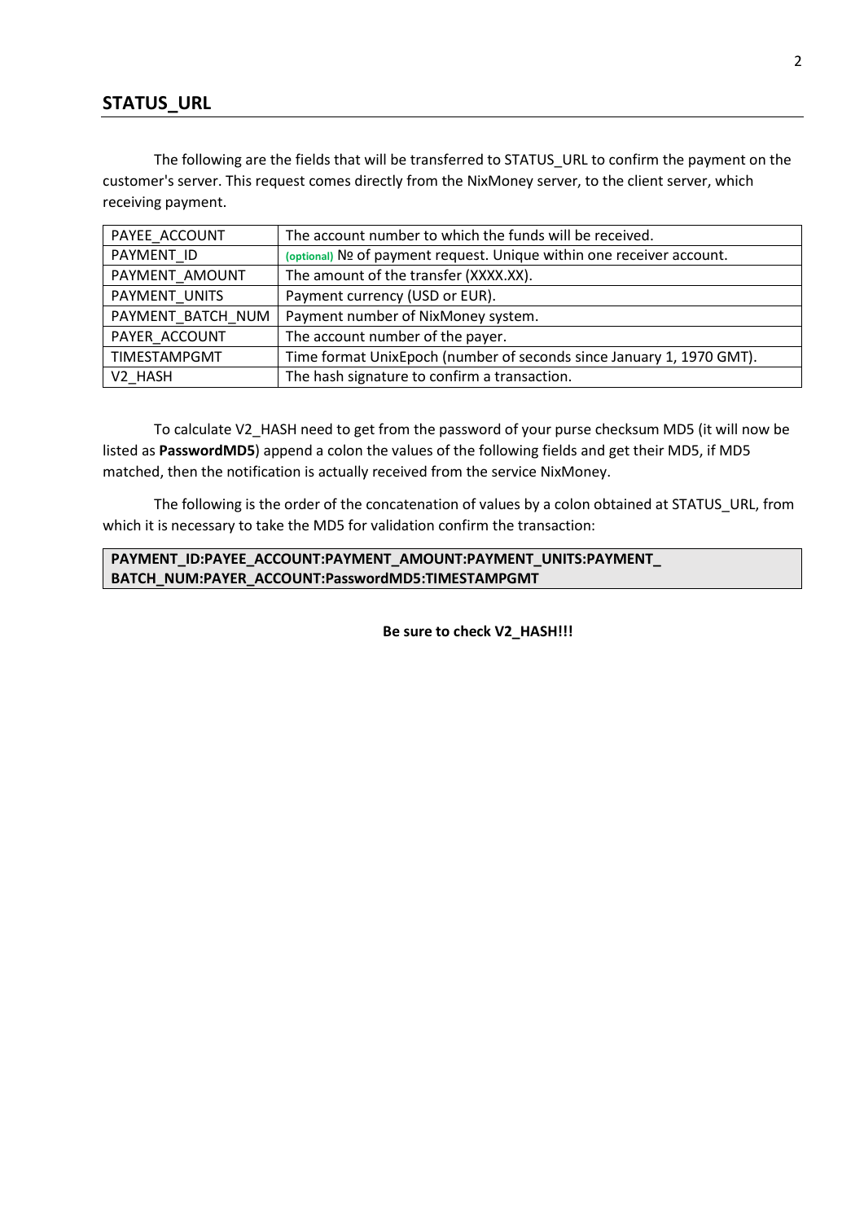## STATUS_URL

The following are the fields that will be transferred to STATUS_URL to confirm the payment on the customer's server. This request comes directly from the NixMoney server, to the client server, which receiving payment.

| | |
|---|---|
| PAYEE_ACCOUNT | The account number to which the funds will be received. |
| PAYMENT_ID | (optional) № of payment request. Unique within one receiver account. |
| PAYMENT_AMOUNT | The amount of the transfer (XXXX.XX). |
| PAYMENT_UNITS | Payment currency (USD or EUR). |
| PAYMENT_BATCH_NUM | Payment number of NixMoney system. |
| PAYER_ACCOUNT | The account number of the payer. |
| TIMESTAMPGMT | Time format UnixEpoch (number of seconds since January 1, 1970 GMT). |
| V2_HASH | The hash signature to confirm a transaction. |

To calculate V2_HASH need to get from the password of your purse checksum MD5 (it will now be listed as **PasswordMD5**) append a colon the values of the following fields and get their MD5, if MD5 matched, then the notification is actually received from the service NixMoney.

The following is the order of the concatenation of values by a colon obtained at STATUS_URL, from which it is necessary to take the MD5 for validation confirm the transaction:

**PAYMENT_ID:PAYEE_ACCOUNT:PAYMENT_AMOUNT:PAYMENT_UNITS:PAYMENT_BATCH_NUM:PAYER_ACCOUNT:PasswordMD5:TIMESTAMPGMT**

**Be sure to check V2_HASH!!!**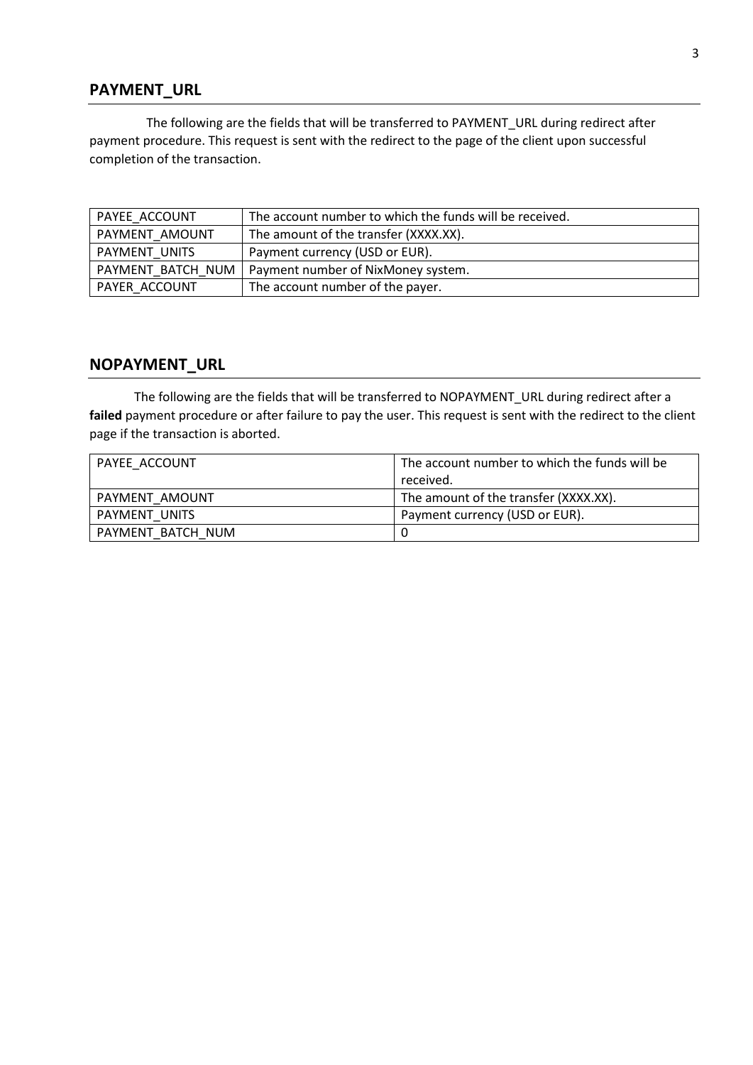## PAYMENT_URL

The following are the fields that will be transferred to PAYMENT_URL during redirect after payment procedure. This request is sent with the redirect to the page of the client upon successful completion of the transaction.

| | |
|---|---|
| PAYEE_ACCOUNT | The account number to which the funds will be received. |
| PAYMENT_AMOUNT | The amount of the transfer (XXXX.XX). |
| PAYMENT_UNITS | Payment currency (USD or EUR). |
| PAYMENT_BATCH_NUM | Payment number of NixMoney system. |
| PAYER_ACCOUNT | The account number of the payer. |

## NOPAYMENT_URL

The following are the fields that will be transferred to NOPAYMENT_URL during redirect after a **failed** payment procedure or after failure to pay the user. This request is sent with the redirect to the client page if the transaction is aborted.

| | |
|---|---|
| PAYEE_ACCOUNT | The account number to which the funds will be received. |
| PAYMENT_AMOUNT | The amount of the transfer (XXXX.XX). |
| PAYMENT_UNITS | Payment currency (USD or EUR). |
| PAYMENT_BATCH_NUM | 0 |